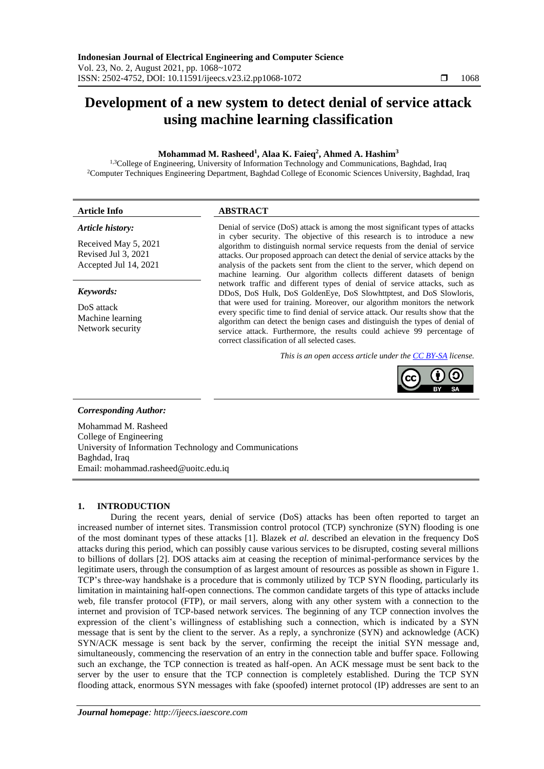# Development of a new system to detect denial of service attack using machine learning classification

**Mohammad M. Rasheed[1], Alaa K. Faieq[2], Ahmed A. Hashim[3]**

[1,3]College of Engineering, University of Information Technology and Communications, Baghdad, Iraq
[2]Computer Techniques Engineering Department, Baghdad College of Economic Sciences University, Baghdad, Iraq

**Article Info**

***Article history:***

Received May 5, 2021
Revised Jul 3, 2021
Accepted Jul 14, 2021

***Keywords:***

DoS attack
Machine learning
Network security

**ABSTRACT**

Denial of service (DoS) attack is among the most significant types of attacks in cyber security. The objective of this research is to introduce a new algorithm to distinguish normal service requests from the denial of service attacks. Our proposed approach can detect the denial of service attacks by the analysis of the packets sent from the client to the server, which depend on machine learning. Our algorithm collects different datasets of benign network traffic and different types of denial of service attacks, such as DDoS, DoS Hulk, DoS GoldenEye, DoS Slowhttptest, and DoS Slowloris, that were used for training. Moreover, our algorithm monitors the network every specific time to find denial of service attack. Our results show that the algorithm can detect the benign cases and distinguish the types of denial of service attack. Furthermore, the results could achieve 99 percentage of correct classification of all selected cases.

*This is an open access article under the CC BY-SA license.*

***Corresponding Author:***

Mohammad M. Rasheed
College of Engineering
University of Information Technology and Communications
Baghdad, Iraq
Email: mohammad.rasheed@uoitc.edu.iq

## 1. INTRODUCTION

During the recent years, denial of service (DoS) attacks has been often reported to target an increased number of internet sites. Transmission control protocol (TCP) synchronize (SYN) flooding is one of the most dominant types of these attacks [1]. Blazek *et al.* described an elevation in the frequency DoS attacks during this period, which can possibly cause various services to be disrupted, costing several millions to billions of dollars [2]. DOS attacks aim at ceasing the reception of minimal-performance services by the legitimate users, through the consumption of as largest amount of resources as possible as shown in Figure 1. TCP's three-way handshake is a procedure that is commonly utilized by TCP SYN flooding, particularly its limitation in maintaining half-open connections. The common candidate targets of this type of attacks include web, file transfer protocol (FTP), or mail servers, along with any other system with a connection to the internet and provision of TCP-based network services. The beginning of any TCP connection involves the expression of the client's willingness of establishing such a connection, which is indicated by a SYN message that is sent by the client to the server. As a reply, a synchronize (SYN) and acknowledge (ACK) SYN/ACK message is sent back by the server, confirming the receipt the initial SYN message and, simultaneously, commencing the reservation of an entry in the connection table and buffer space. Following such an exchange, the TCP connection is treated as half-open. An ACK message must be sent back to the server by the user to ensure that the TCP connection is completely established. During the TCP SYN flooding attack, enormous SYN messages with fake (spoofed) internet protocol (IP) addresses are sent to an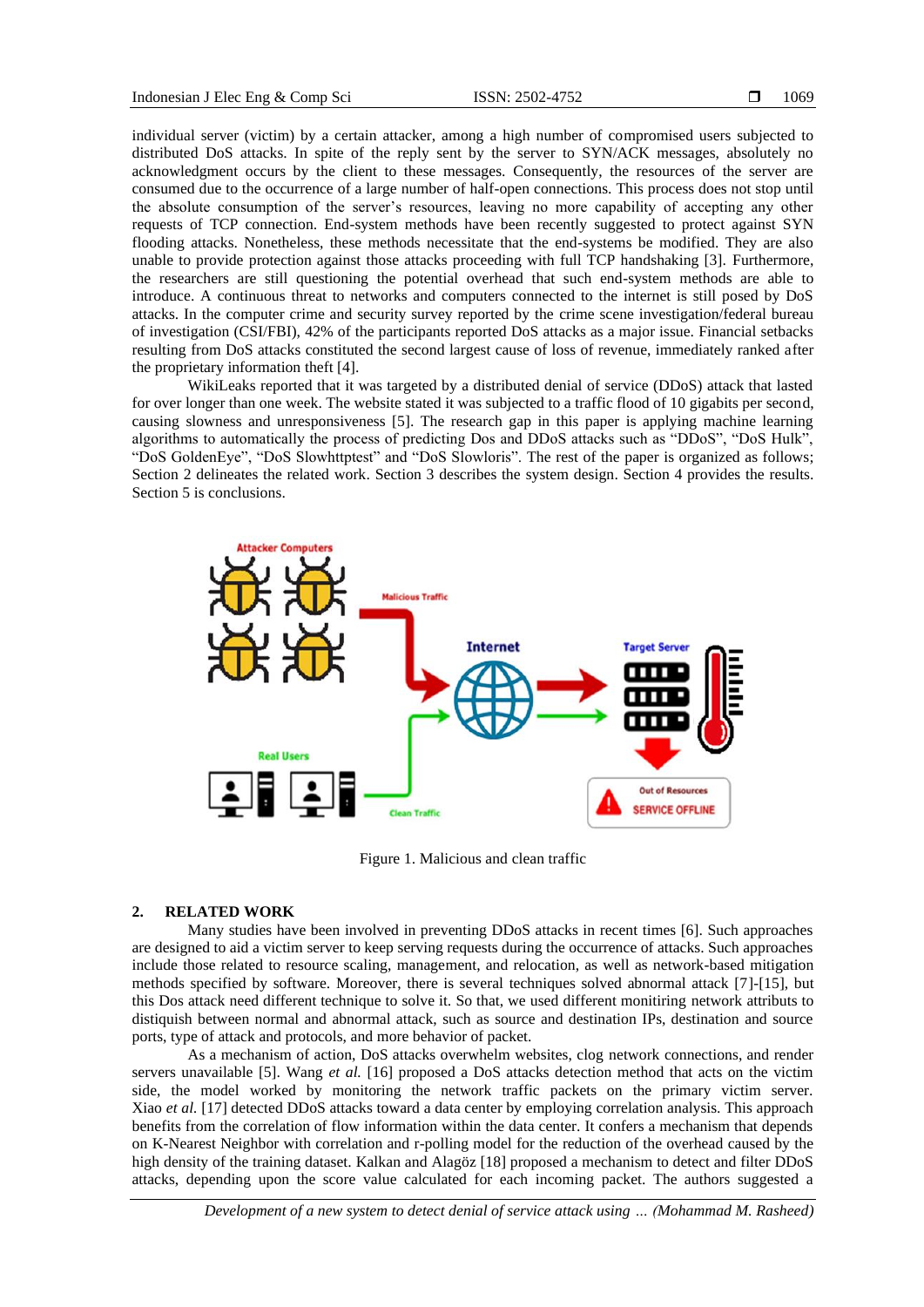individual server (victim) by a certain attacker, among a high number of compromised users subjected to distributed DoS attacks. In spite of the reply sent by the server to SYN/ACK messages, absolutely no acknowledgment occurs by the client to these messages. Consequently, the resources of the server are consumed due to the occurrence of a large number of half-open connections. This process does not stop until the absolute consumption of the server's resources, leaving no more capability of accepting any other requests of TCP connection. End-system methods have been recently suggested to protect against SYN flooding attacks. Nonetheless, these methods necessitate that the end-systems be modified. They are also unable to provide protection against those attacks proceeding with full TCP handshaking [3]. Furthermore, the researchers are still questioning the potential overhead that such end-system methods are able to introduce. A continuous threat to networks and computers connected to the internet is still posed by DoS attacks. In the computer crime and security survey reported by the crime scene investigation/federal bureau of investigation (CSI/FBI), 42% of the participants reported DoS attacks as a major issue. Financial setbacks resulting from DoS attacks constituted the second largest cause of loss of revenue, immediately ranked after the proprietary information theft [4].

WikiLeaks reported that it was targeted by a distributed denial of service (DDoS) attack that lasted for over longer than one week. The website stated it was subjected to a traffic flood of 10 gigabits per second, causing slowness and unresponsiveness [5]. The research gap in this paper is applying machine learning algorithms to automatically the process of predicting Dos and DDoS attacks such as "DDoS", "DoS Hulk", "DoS GoldenEye", "DoS Slowhttptest" and "DoS Slowloris". The rest of the paper is organized as follows; Section 2 delineates the related work. Section 3 describes the system design. Section 4 provides the results. Section 5 is conclusions.

Figure 1. Malicious and clean traffic

## 2. RELATED WORK

Many studies have been involved in preventing DDoS attacks in recent times [6]. Such approaches are designed to aid a victim server to keep serving requests during the occurrence of attacks. Such approaches include those related to resource scaling, management, and relocation, as well as network-based mitigation methods specified by software. Moreover, there is several techniques solved abnormal attack [7]-[15], but this Dos attack need different technique to solve it. So that, we used different monitiring network attributs to distiquish between normal and abnormal attack, such as source and destination IPs, destination and source ports, type of attack and protocols, and more behavior of packet.

As a mechanism of action, DoS attacks overwhelm websites, clog network connections, and render servers unavailable [5]. Wang *et al.* [16] proposed a DoS attacks detection method that acts on the victim side, the model worked by monitoring the network traffic packets on the primary victim server. Xiao *et al.* [17] detected DDoS attacks toward a data center by employing correlation analysis. This approach benefits from the correlation of flow information within the data center. It confers a mechanism that depends on K-Nearest Neighbor with correlation and r-polling model for the reduction of the overhead caused by the high density of the training dataset. Kalkan and Alagöz [18] proposed a mechanism to detect and filter DDoS attacks, depending upon the score value calculated for each incoming packet. The authors suggested a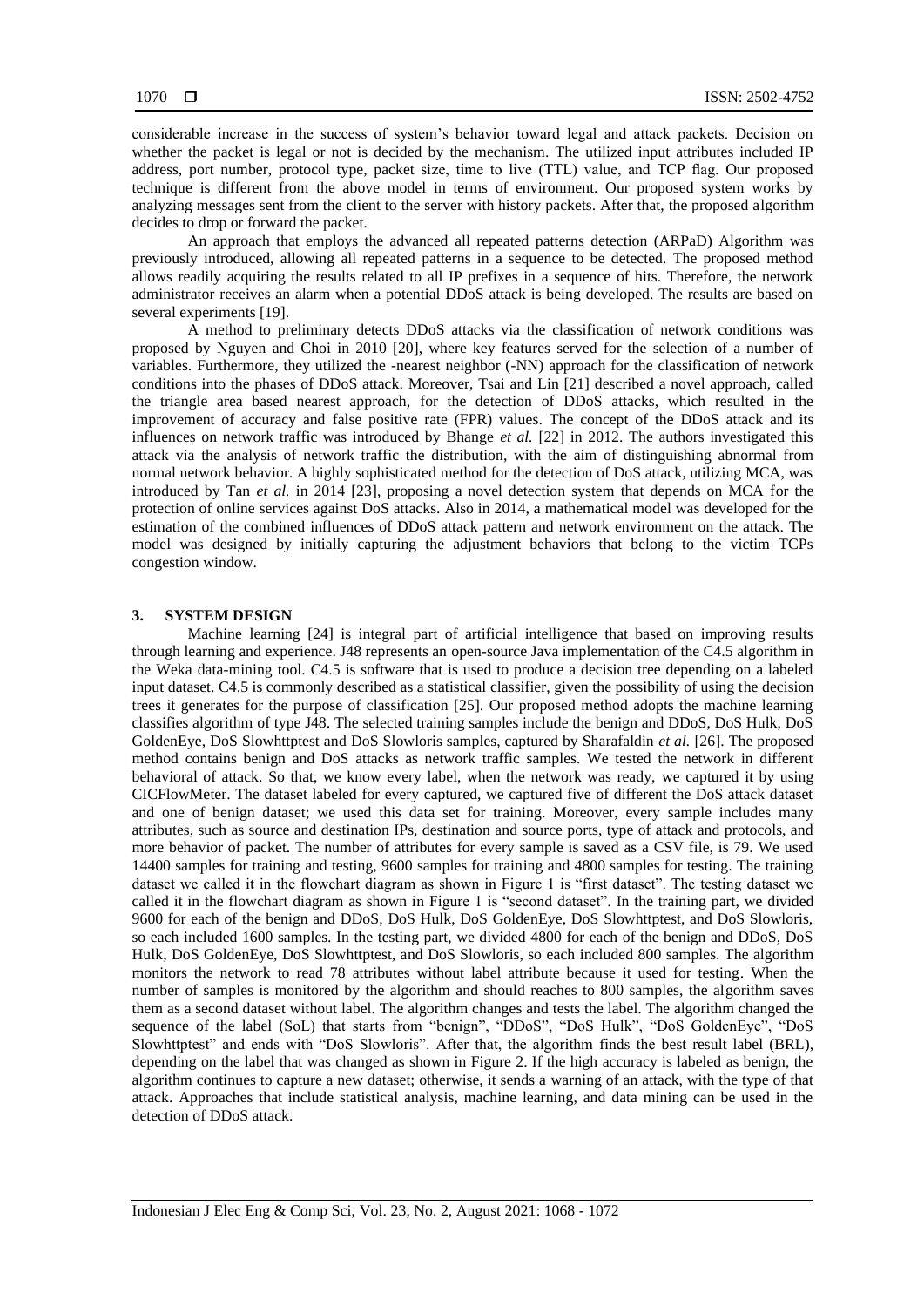considerable increase in the success of system's behavior toward legal and attack packets. Decision on whether the packet is legal or not is decided by the mechanism. The utilized input attributes included IP address, port number, protocol type, packet size, time to live (TTL) value, and TCP flag. Our proposed technique is different from the above model in terms of environment. Our proposed system works by analyzing messages sent from the client to the server with history packets. After that, the proposed algorithm decides to drop or forward the packet.

An approach that employs the advanced all repeated patterns detection (ARPaD) Algorithm was previously introduced, allowing all repeated patterns in a sequence to be detected. The proposed method allows readily acquiring the results related to all IP prefixes in a sequence of hits. Therefore, the network administrator receives an alarm when a potential DDoS attack is being developed. The results are based on several experiments [19].

A method to preliminary detects DDoS attacks via the classification of network conditions was proposed by Nguyen and Choi in 2010 [20], where key features served for the selection of a number of variables. Furthermore, they utilized the -nearest neighbor (-NN) approach for the classification of network conditions into the phases of DDoS attack. Moreover, Tsai and Lin [21] described a novel approach, called the triangle area based nearest approach, for the detection of DDoS attacks, which resulted in the improvement of accuracy and false positive rate (FPR) values. The concept of the DDoS attack and its influences on network traffic was introduced by Bhange *et al.* [22] in 2012. The authors investigated this attack via the analysis of network traffic the distribution, with the aim of distinguishing abnormal from normal network behavior. A highly sophisticated method for the detection of DoS attack, utilizing MCA, was introduced by Tan *et al.* in 2014 [23], proposing a novel detection system that depends on MCA for the protection of online services against DoS attacks. Also in 2014, a mathematical model was developed for the estimation of the combined influences of DDoS attack pattern and network environment on the attack. The model was designed by initially capturing the adjustment behaviors that belong to the victim TCPs congestion window.

## 3. SYSTEM DESIGN

Machine learning [24] is integral part of artificial intelligence that based on improving results through learning and experience. J48 represents an open-source Java implementation of the C4.5 algorithm in the Weka data-mining tool. C4.5 is software that is used to produce a decision tree depending on a labeled input dataset. C4.5 is commonly described as a statistical classifier, given the possibility of using the decision trees it generates for the purpose of classification [25]. Our proposed method adopts the machine learning classifies algorithm of type J48. The selected training samples include the benign and DDoS, DoS Hulk, DoS GoldenEye, DoS Slowhttptest and DoS Slowloris samples, captured by Sharafaldin *et al.* [26]. The proposed method contains benign and DoS attacks as network traffic samples. We tested the network in different behavioral of attack. So that, we know every label, when the network was ready, we captured it by using CICFlowMeter. The dataset labeled for every captured, we captured five of different the DoS attack dataset and one of benign dataset; we used this data set for training. Moreover, every sample includes many attributes, such as source and destination IPs, destination and source ports, type of attack and protocols, and more behavior of packet. The number of attributes for every sample is saved as a CSV file, is 79. We used 14400 samples for training and testing, 9600 samples for training and 4800 samples for testing. The training dataset we called it in the flowchart diagram as shown in Figure 1 is "first dataset". The testing dataset we called it in the flowchart diagram as shown in Figure 1 is "second dataset". In the training part, we divided 9600 for each of the benign and DDoS, DoS Hulk, DoS GoldenEye, DoS Slowhttptest, and DoS Slowloris, so each included 1600 samples. In the testing part, we divided 4800 for each of the benign and DDoS, DoS Hulk, DoS GoldenEye, DoS Slowhttptest, and DoS Slowloris, so each included 800 samples. The algorithm monitors the network to read 78 attributes without label attribute because it used for testing. When the number of samples is monitored by the algorithm and should reaches to 800 samples, the algorithm saves them as a second dataset without label. The algorithm changes and tests the label. The algorithm changed the sequence of the label (SoL) that starts from "benign", "DDoS", "DoS Hulk", "DoS GoldenEye", "DoS Slowhttptest" and ends with "DoS Slowloris". After that, the algorithm finds the best result label (BRL), depending on the label that was changed as shown in Figure 2. If the high accuracy is labeled as benign, the algorithm continues to capture a new dataset; otherwise, it sends a warning of an attack, with the type of that attack. Approaches that include statistical analysis, machine learning, and data mining can be used in the detection of DDoS attack.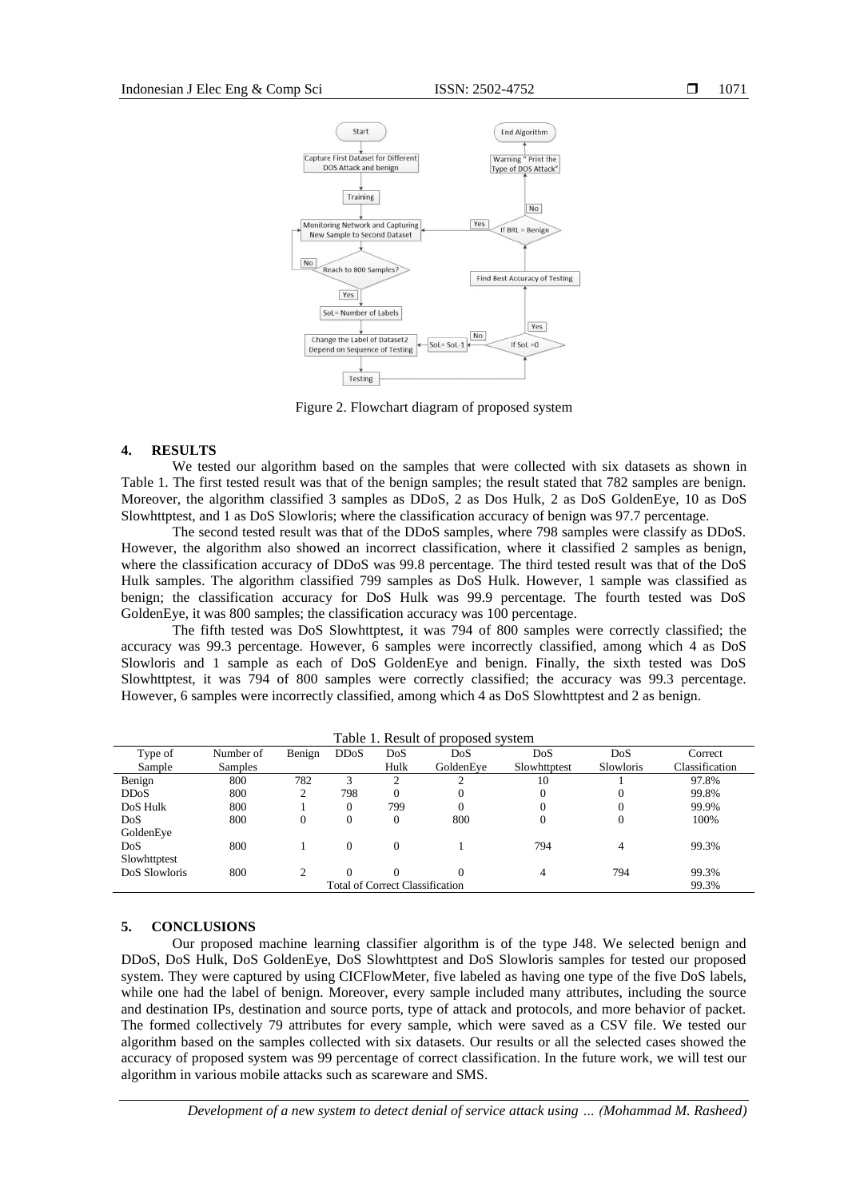Figure 2. Flowchart diagram of proposed system

## 4. RESULTS

We tested our algorithm based on the samples that were collected with six datasets as shown in Table 1. The first tested result was that of the benign samples; the result stated that 782 samples are benign. Moreover, the algorithm classified 3 samples as DDoS, 2 as Dos Hulk, 2 as DoS GoldenEye, 10 as DoS Slowhttptest, and 1 as DoS Slowloris; where the classification accuracy of benign was 97.7 percentage.

The second tested result was that of the DDoS samples, where 798 samples were classify as DDoS. However, the algorithm also showed an incorrect classification, where it classified 2 samples as benign, where the classification accuracy of DDoS was 99.8 percentage. The third tested result was that of the DoS Hulk samples. The algorithm classified 799 samples as DoS Hulk. However, 1 sample was classified as benign; the classification accuracy for DoS Hulk was 99.9 percentage. The fourth tested was DoS GoldenEye, it was 800 samples; the classification accuracy was 100 percentage.

The fifth tested was DoS Slowhttptest, it was 794 of 800 samples were correctly classified; the accuracy was 99.3 percentage. However, 6 samples were incorrectly classified, among which 4 as DoS Slowloris and 1 sample as each of DoS GoldenEye and benign. Finally, the sixth tested was DoS Slowhttptest, it was 794 of 800 samples were correctly classified; the accuracy was 99.3 percentage. However, 6 samples were incorrectly classified, among which 4 as DoS Slowhttptest and 2 as benign.

Table 1. Result of proposed system

| Type of Sample | Number of Samples | Benign | DDoS | DoS Hulk | DoS GoldenEye | DoS Slowhttptest | DoS Slowloris | Correct Classification |
|---|---|---|---|---|---|---|---|---|
| Benign | 800 | 782 | 3 | 2 | 2 | 10 | 1 | 97.8% |
| DDoS | 800 | 2 | 798 | 0 | 0 | 0 | 0 | 99.8% |
| DoS Hulk | 800 | 1 | 0 | 799 | 0 | 0 | 0 | 99.9% |
| DoS GoldenEye | 800 | 0 | 0 | 0 | 800 | 0 | 0 | 100% |
| DoS Slowhttptest | 800 | 1 | 0 | 0 | 1 | 794 | 4 | 99.3% |
| DoS Slowloris | 800 | 2 | 0 | 0 | 0 | 4 | 794 | 99.3% |
| Total of Correct Classification | | | | | | | | 99.3% |

## 5. CONCLUSIONS

Our proposed machine learning classifier algorithm is of the type J48. We selected benign and DDoS, DoS Hulk, DoS GoldenEye, DoS Slowhttptest and DoS Slowloris samples for tested our proposed system. They were captured by using CICFlowMeter, five labeled as having one type of the five DoS labels, while one had the label of benign. Moreover, every sample included many attributes, including the source and destination IPs, destination and source ports, type of attack and protocols, and more behavior of packet. The formed collectively 79 attributes for every sample, which were saved as a CSV file. We tested our algorithm based on the samples collected with six datasets. Our results or all the selected cases showed the accuracy of proposed system was 99 percentage of correct classification. In the future work, we will test our algorithm in various mobile attacks such as scareware and SMS.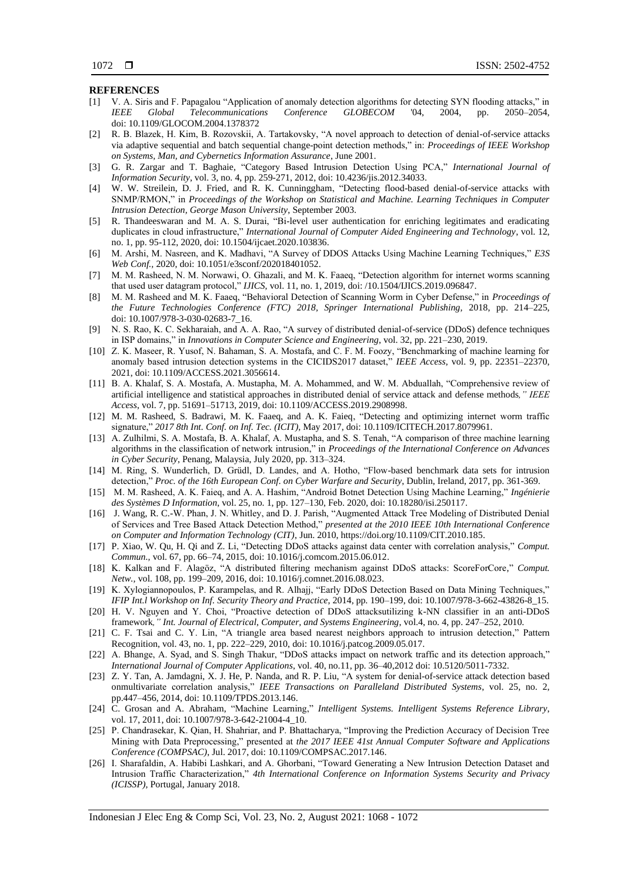## REFERENCES

[1] V. A. Siris and F. Papagalou "Application of anomaly detection algorithms for detecting SYN flooding attacks," in *IEEE Global Telecommunications Conference GLOBECOM* '04, 2004, pp. 2050–2054, doi: 10.1109/GLOCOM.2004.1378372

[2] R. B. Blazek, H. Kim, B. Rozovskii, A. Tartakovsky, "A novel approach to detection of denial-of-service attacks via adaptive sequential and batch sequential change-point detection methods," in: *Proceedings of IEEE Workshop on Systems, Man, and Cybernetics Information Assurance*, June 2001.

[3] G. R. Zargar and T. Baghaie, "Category Based Intrusion Detection Using PCA," *International Journal of Information Security*, vol. 3, no. 4, pp. 259-271, 2012, doi: 10.4236/jis.2012.34033.

[4] W. W. Streilein, D. J. Fried, and R. K. Cunninggham, "Detecting flood-based denial-of-service attacks with SNMP/RMON," in *Proceedings of the Workshop on Statistical and Machine. Learning Techniques in Computer Intrusion Detection, George Mason University*, September 2003.

[5] R. Thandeeswaran and M. A. S. Durai, "Bi-level user authentication for enriching legitimates and eradicating duplicates in cloud infrastructure," *International Journal of Computer Aided Engineering and Technology*, vol. 12, no. 1, pp. 95-112, 2020, doi: 10.1504/ijcaet.2020.103836.

[6] M. Arshi, M. Nasreen, and K. Madhavi, "A Survey of DDOS Attacks Using Machine Learning Techniques," *E3S Web Conf.*, 2020, doi: 10.1051/e3sconf/202018401052.

[7] M. M. Rasheed, N. M. Norwawi, O. Ghazali, and M. K. Faaeq, "Detection algorithm for internet worms scanning that used user datagram protocol," *IJICS*, vol. 11, no. 1, 2019, doi: /10.1504/IJICS.2019.096847.

[8] M. M. Rasheed and M. K. Faaeq, "Behavioral Detection of Scanning Worm in Cyber Defense," in *Proceedings of the Future Technologies Conference (FTC) 2018, Springer International Publishing,* 2018, pp. 214–225, doi: 10.1007/978-3-030-02683-7_16.

[9] N. S. Rao, K. C. Sekharaiah, and A. A. Rao, "A survey of distributed denial-of-service (DDoS) defence techniques in ISP domains," in *Innovations in Computer Science and Engineering*, vol. 32, pp. 221–230, 2019.

[10] Z. K. Maseer, R. Yusof, N. Bahaman, S. A. Mostafa, and C. F. M. Foozy, "Benchmarking of machine learning for anomaly based intrusion detection systems in the CICIDS2017 dataset," *IEEE Access*, vol. 9, pp. 22351–22370, 2021, doi: 10.1109/ACCESS.2021.3056614.

[11] B. A. Khalaf, S. A. Mostafa, A. Mustapha, M. A. Mohammed, and W. M. Abduallah, "Comprehensive review of artificial intelligence and statistical approaches in distributed denial of service attack and defense methods*," IEEE Access*, vol. 7, pp. 51691–51713, 2019, doi: 10.1109/ACCESS.2019.2908998.

[12] M. M. Rasheed, S. Badrawi, M. K. Faaeq, and A. K. Faieq, "Detecting and optimizing internet worm traffic signature," *2017 8th Int. Conf. on Inf. Tec. (ICIT)*, May 2017, doi: 10.1109/ICITECH.2017.8079961.

[13] A. Zulhilmi, S. A. Mostafa, B. A. Khalaf, A. Mustapha, and S. S. Tenah, "A comparison of three machine learning algorithms in the classification of network intrusion," in *Proceedings of the International Conference on Advances in Cyber Security*, Penang, Malaysia, July 2020, pp. 313–324.

[14] M. Ring, S. Wunderlich, D. Grüdl, D. Landes, and A. Hotho, "Flow-based benchmark data sets for intrusion detection," *Proc. of the 16th European Conf. on Cyber Warfare and Security*, Dublin, Ireland, 2017, pp. 361-369.

[15] M. M. Rasheed, A. K. Faieq, and A. A. Hashim, "Android Botnet Detection Using Machine Learning," *Ingénierie des Systèmes D Information*, vol. 25, no. 1, pp. 127–130, Feb. 2020, doi: 10.18280/isi.250117.

[16] J. Wang, R. C.-W. Phan, J. N. Whitley, and D. J. Parish, "Augmented Attack Tree Modeling of Distributed Denial of Services and Tree Based Attack Detection Method," *presented at the 2010 IEEE 10th International Conference on Computer and Information Technology (CIT)*, Jun. 2010, https://doi.org/10.1109/CIT.2010.185.

[17] P. Xiao, W. Qu, H. Qi and Z. Li, "Detecting DDoS attacks against data center with correlation analysis," *Comput. Commun.*, vol. 67, pp. 66–74, 2015, doi: 10.1016/j.comcom.2015.06.012.

[18] K. Kalkan and F. Alagöz, "A distributed filtering mechanism against DDoS attacks: ScoreForCore," *Comput. Netw.*, vol. 108, pp. 199–209, 2016, doi: 10.1016/j.comnet.2016.08.023.

[19] K. Xylogiannopoulos, P. Karampelas, and R. Alhajj, "Early DDoS Detection Based on Data Mining Techniques," *IFIP Int.l Workshop on Inf. Security Theory and Practice*, 2014, pp. 190–199, doi: 10.1007/978-3-662-43826-8_15.

[20] H. V. Nguyen and Y. Choi, "Proactive detection of DDoS attacksutilizing k-NN classifier in an anti-DDoS framework*," Int. Journal of Electrical, Computer, and Systems Engineering*, vol.4, no. 4, pp. 247–252, 2010.

[21] C. F. Tsai and C. Y. Lin, "A triangle area based nearest neighbors approach to intrusion detection," Pattern Recognition, vol. 43, no. 1, pp. 222–229, 2010, doi: 10.1016/j.patcog.2009.05.017.

[22] A. Bhange, A. Syad, and S. Singh Thakur, "DDoS attacks impact on network traffic and its detection approach," *International Journal of Computer Applications*, vol. 40, no.11, pp. 36–40,2012 doi: 10.5120/5011-7332.

[23] Z. Y. Tan, A. Jamdagni, X. J. He, P. Nanda, and R. P. Liu, "A system for denial-of-service attack detection based onmultivariate correlation analysis," *IEEE Transactions on Paralleland Distributed Systems*, vol. 25, no. 2, pp.447–456, 2014, doi: 10.1109/TPDS.2013.146.

[24] C. Grosan and A. Abraham, "Machine Learning," *Intelligent Systems. Intelligent Systems Reference Library*, vol. 17, 2011, doi: 10.1007/978-3-642-21004-4_10.

[25] P. Chandrasekar, K. Qian, H. Shahriar, and P. Bhattacharya, "Improving the Prediction Accuracy of Decision Tree Mining with Data Preprocessing," presented at *the 2017 IEEE 41st Annual Computer Software and Applications Conference (COMPSAC)*, Jul. 2017, doi: 10.1109/COMPSAC.2017.146.

[26] I. Sharafaldin, A. Habibi Lashkari, and A. Ghorbani, "Toward Generating a New Intrusion Detection Dataset and Intrusion Traffic Characterization," *4th International Conference on Information Systems Security and Privacy (ICISSP)*, Portugal, January 2018.